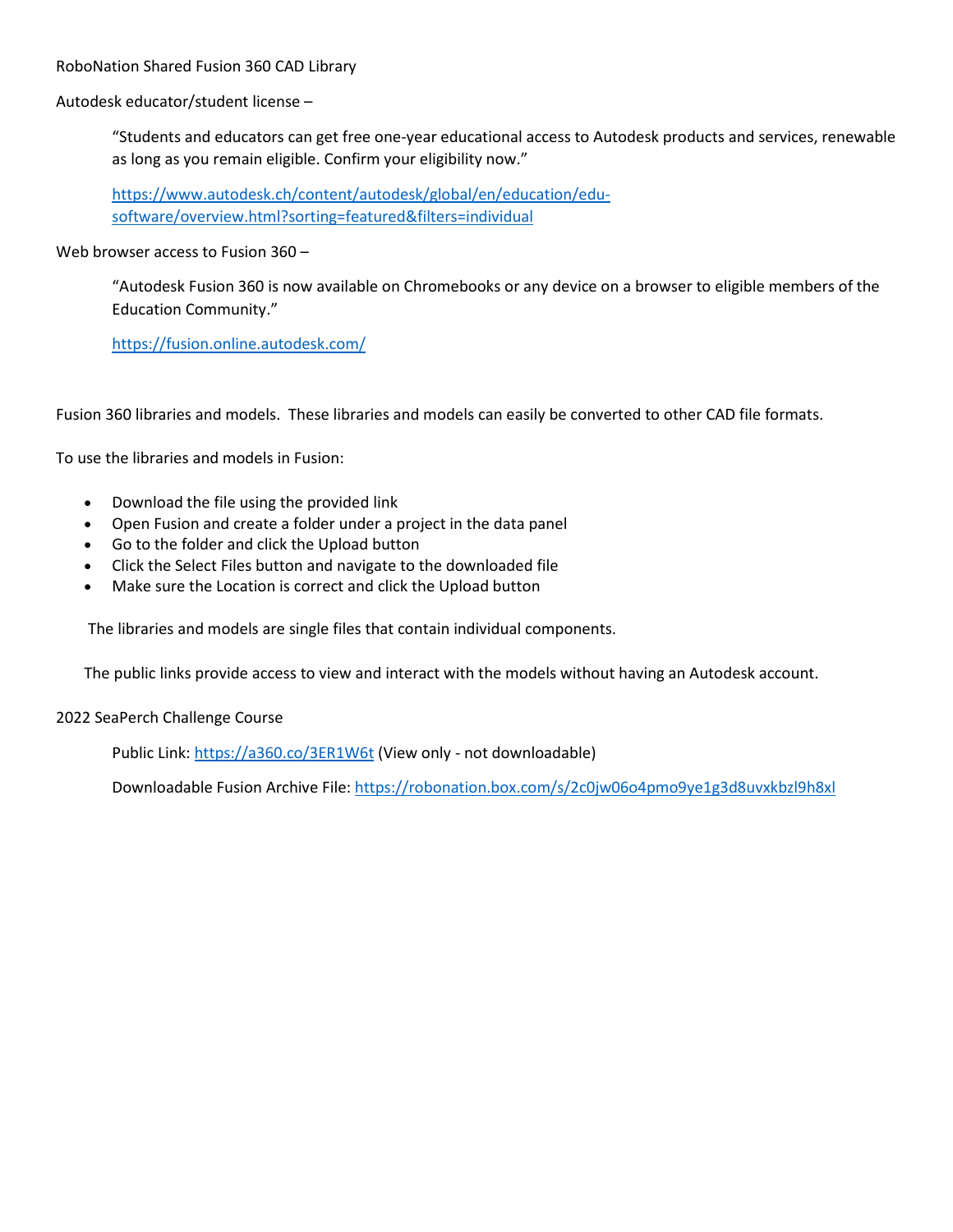RoboNation Shared Fusion 360 CAD Library

Autodesk educator/student license –

> "Students and educators can get free one-year educational access to Autodesk products and services, renewable as long as you remain eligible. Confirm your eligibility now."
>
> [https://www.autodesk.ch/content/autodesk/global/en/education/edu-software/overview.html?sorting=featured&filters=individual](https://www.autodesk.ch/content/autodesk/global/en/education/edu-software/overview.html?sorting=featured&filters=individual)

Web browser access to Fusion 360 –

> "Autodesk Fusion 360 is now available on Chromebooks or any device on a browser to eligible members of the Education Community."
>
> [https://fusion.online.autodesk.com/](https://fusion.online.autodesk.com/)

Fusion 360 libraries and models. These libraries and models can easily be converted to other CAD file formats.

To use the libraries and models in Fusion:

- Download the file using the provided link
- Open Fusion and create a folder under a project in the data panel
- Go to the folder and click the Upload button
- Click the Select Files button and navigate to the downloaded file
- Make sure the Location is correct and click the Upload button

The libraries and models are single files that contain individual components.

The public links provide access to view and interact with the models without having an Autodesk account.

2022 SeaPerch Challenge Course

> Public Link: [https://a360.co/3ER1W6t](https://a360.co/3ER1W6t) (View only - not downloadable)
>
> Downloadable Fusion Archive File: [https://robonation.box.com/s/2c0jw06o4pmo9ye1g3d8uvxkbzl9h8xl](https://robonation.box.com/s/2c0jw06o4pmo9ye1g3d8uvxkbzl9h8xl)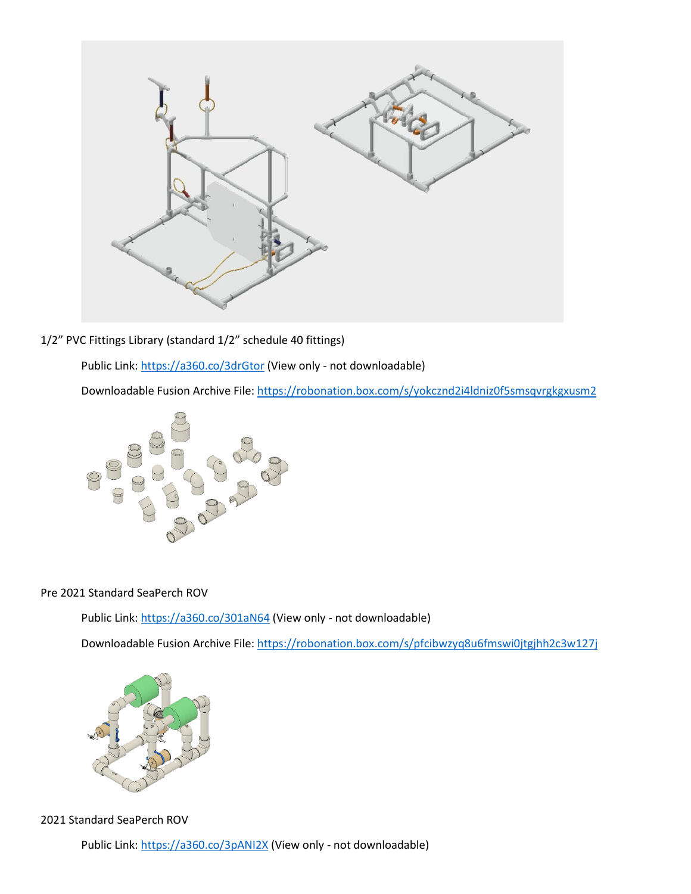1/2” PVC Fittings Library (standard 1/2” schedule 40 fittings)

Public Link: https://a360.co/3drGtor (View only - not downloadable)

Downloadable Fusion Archive File: https://robonation.box.com/s/yokcznd2i4ldniz0f5smsqvrgkgxusm2

Pre 2021 Standard SeaPerch ROV

Public Link: https://a360.co/301aN64 (View only - not downloadable)

Downloadable Fusion Archive File: https://robonation.box.com/s/pfcibwzyq8u6fmswi0jtgjhh2c3w127j

2021 Standard SeaPerch ROV

Public Link: https://a360.co/3pANI2X (View only - not downloadable)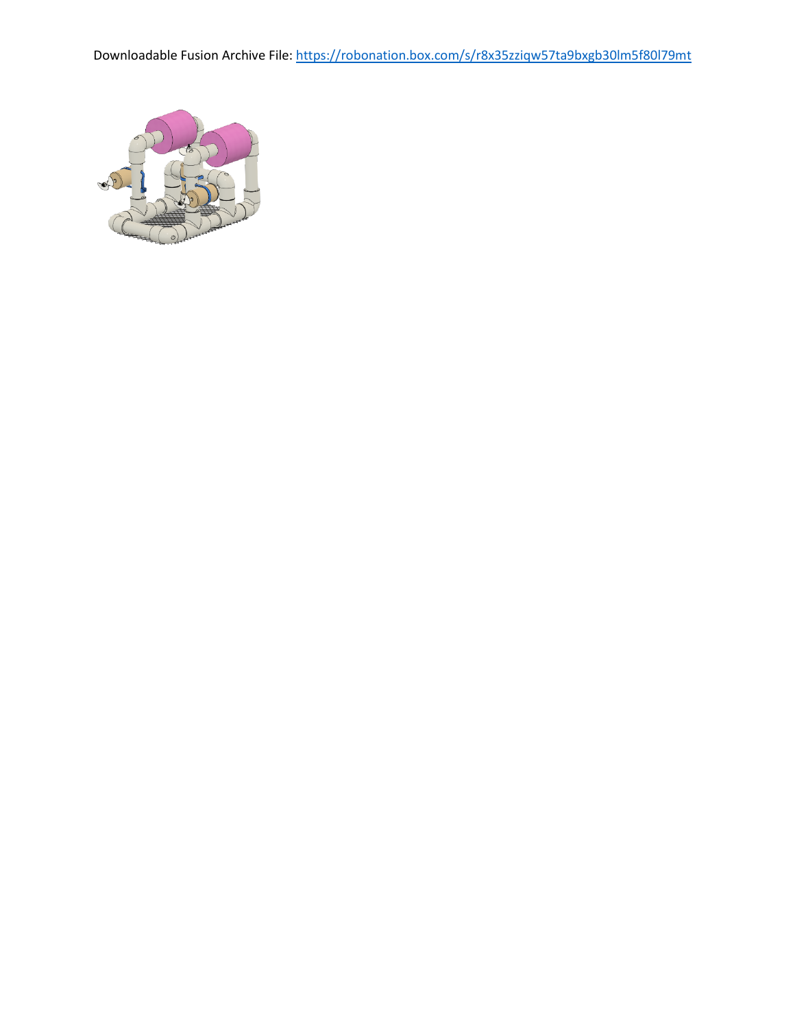Downloadable Fusion Archive File: https://robonation.box.com/s/r8x35zziqw57ta9bxgb30lm5f80l79mt